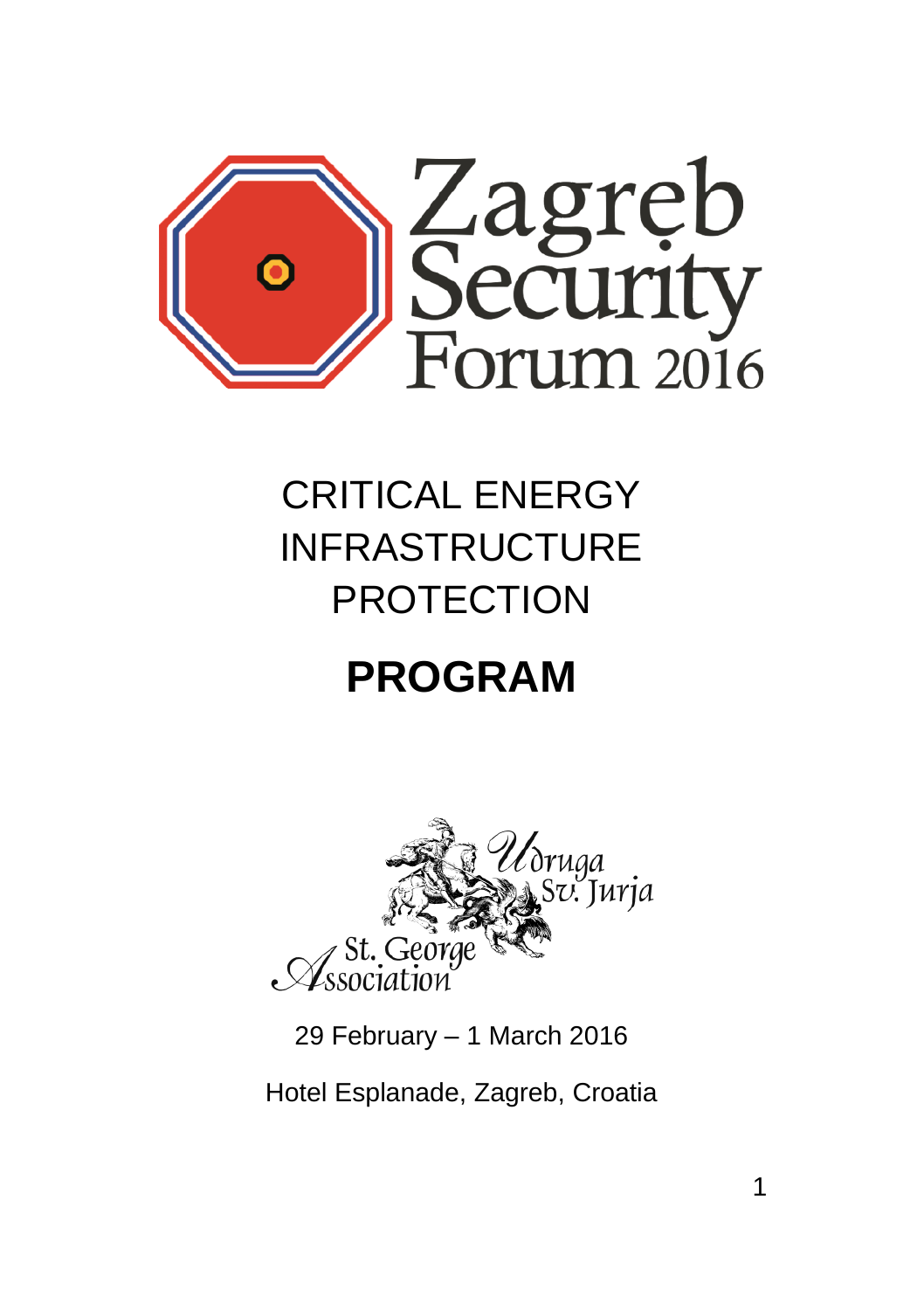# Zagreb Security Forum 2016

## CRITICAL ENERGY INFRASTRUCTURE PROTECTION

# PROGRAM

Udruga Sv. Jurja

St. George Association

29 February – 1 March 2016

Hotel Esplanade, Zagreb, Croatia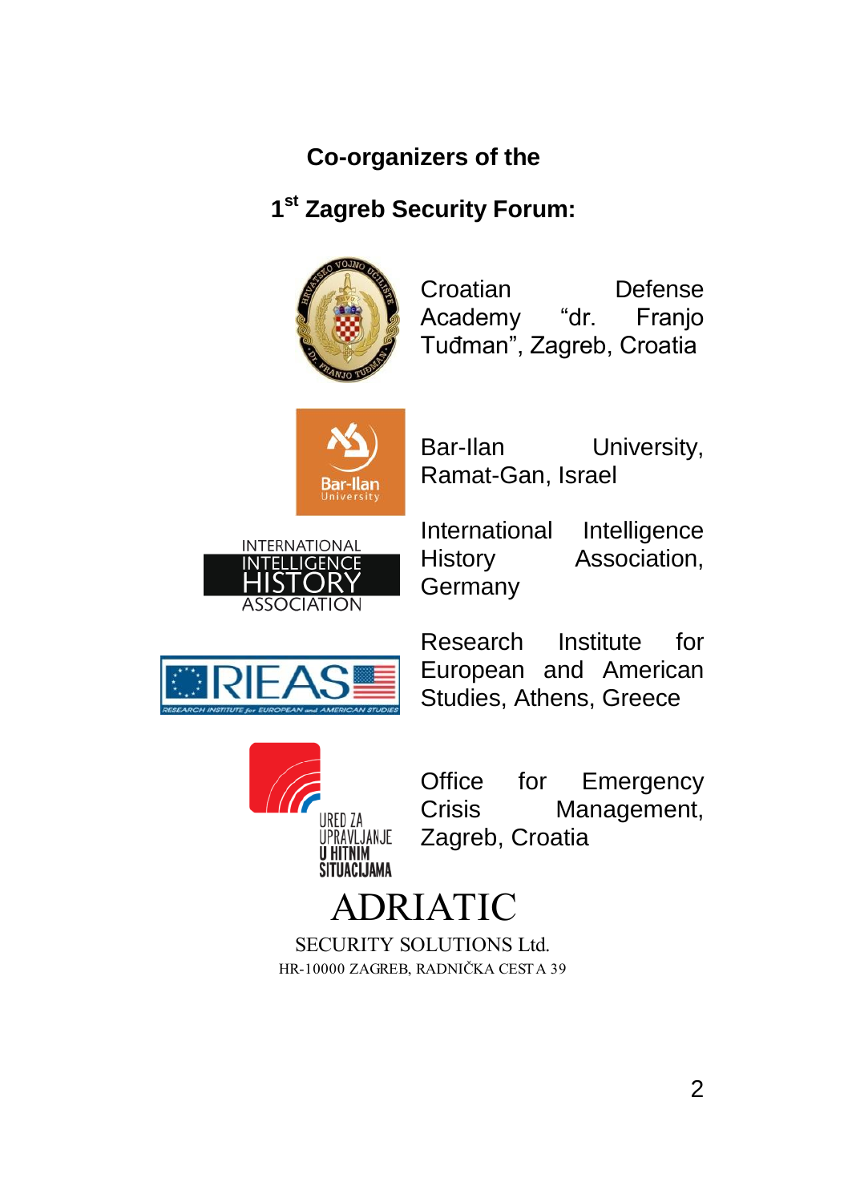## Co-organizers of the

## 1st Zagreb Security Forum:

Croatian Defense Academy "dr. Franjo Tuđman", Zagreb, Croatia

Bar-Ilan University, Ramat-Gan, Israel

International Intelligence History Association, Germany

Research Institute for European and American Studies, Athens, Greece

Office for Emergency Crisis Management, Zagreb, Croatia

ADRIATIC

SECURITY SOLUTIONS Ltd.

HR-10000 ZAGREB, RADNIČKA CESTA 39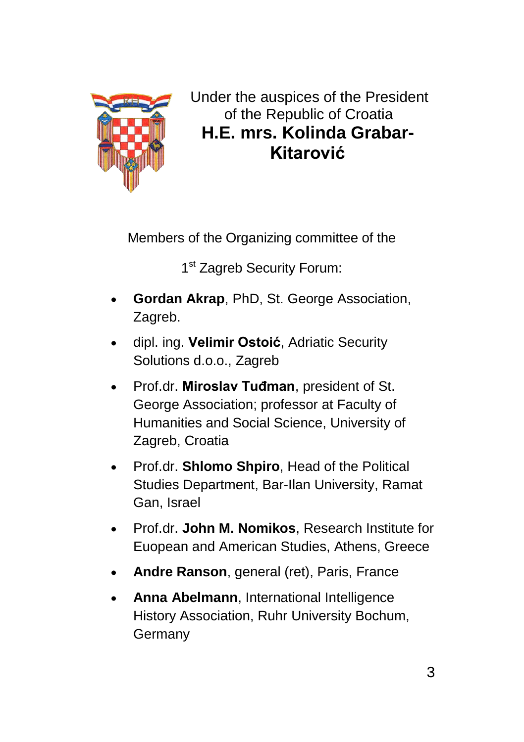Under the auspices of the President of the Republic of Croatia

**H.E. mrs. Kolinda Grabar-Kitarović**

Members of the Organizing committee of the

1st Zagreb Security Forum:

- **Gordan Akrap**, PhD, St. George Association, Zagreb.
- dipl. ing. **Velimir Ostoić**, Adriatic Security Solutions d.o.o., Zagreb
- Prof.dr. **Miroslav Tuđman**, president of St. George Association; professor at Faculty of Humanities and Social Science, University of Zagreb, Croatia
- Prof.dr. **Shlomo Shpiro**, Head of the Political Studies Department, Bar-Ilan University, Ramat Gan, Israel
- Prof.dr. **John M. Nomikos**, Research Institute for Euopean and American Studies, Athens, Greece
- **Andre Ranson**, general (ret), Paris, France
- **Anna Abelmann**, International Intelligence History Association, Ruhr University Bochum, Germany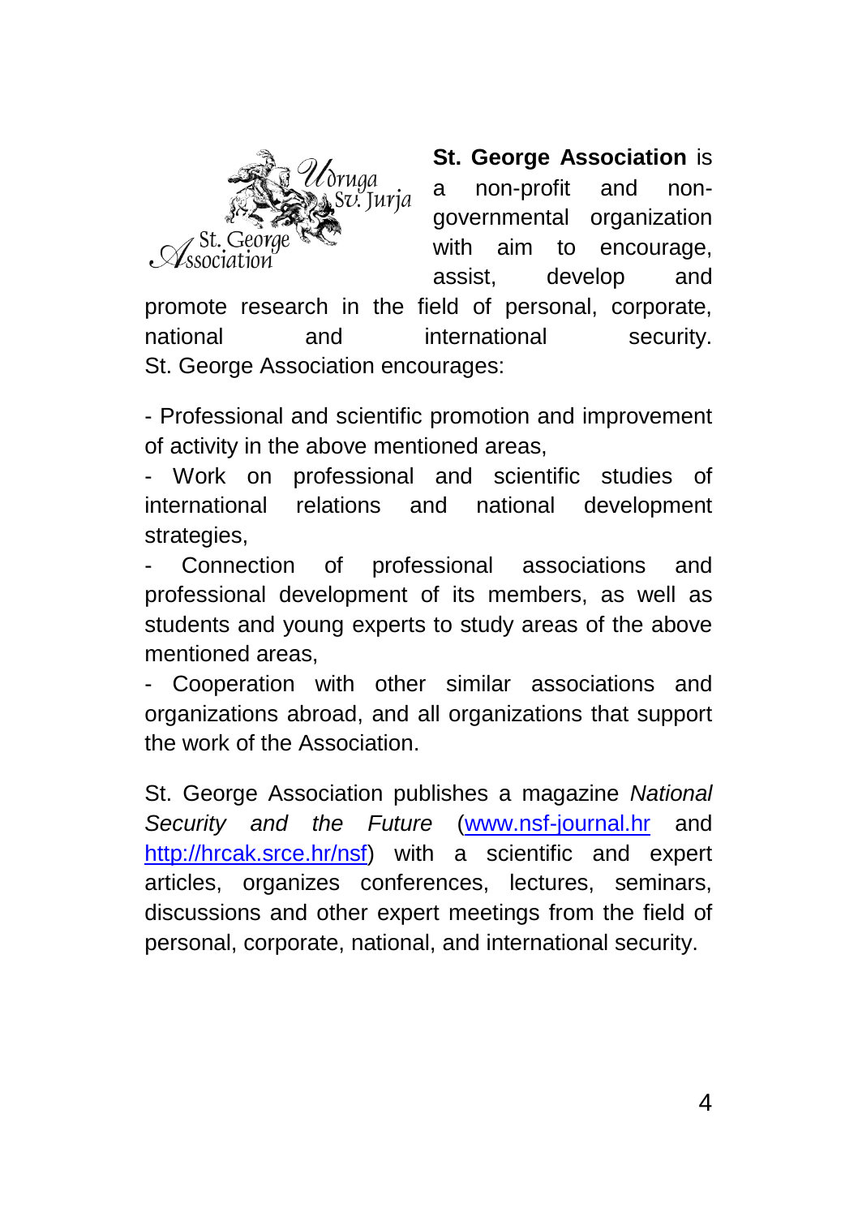**St. George Association** is a non-profit and non-governmental organization with aim to encourage, assist, develop and promote research in the field of personal, corporate, national and international security. St. George Association encourages:

- Professional and scientific promotion and improvement of activity in the above mentioned areas,
- Work on professional and scientific studies of international relations and national development strategies,
- Connection of professional associations and professional development of its members, as well as students and young experts to study areas of the above mentioned areas,
- Cooperation with other similar associations and organizations abroad, and all organizations that support the work of the Association.

St. George Association publishes a magazine *National Security and the Future* ([www.nsf-journal.hr](http://www.nsf-journal.hr) and [http://hrcak.srce.hr/nsf](http://hrcak.srce.hr/nsf)) with a scientific and expert articles, organizes conferences, lectures, seminars, discussions and other expert meetings from the field of personal, corporate, national, and international security.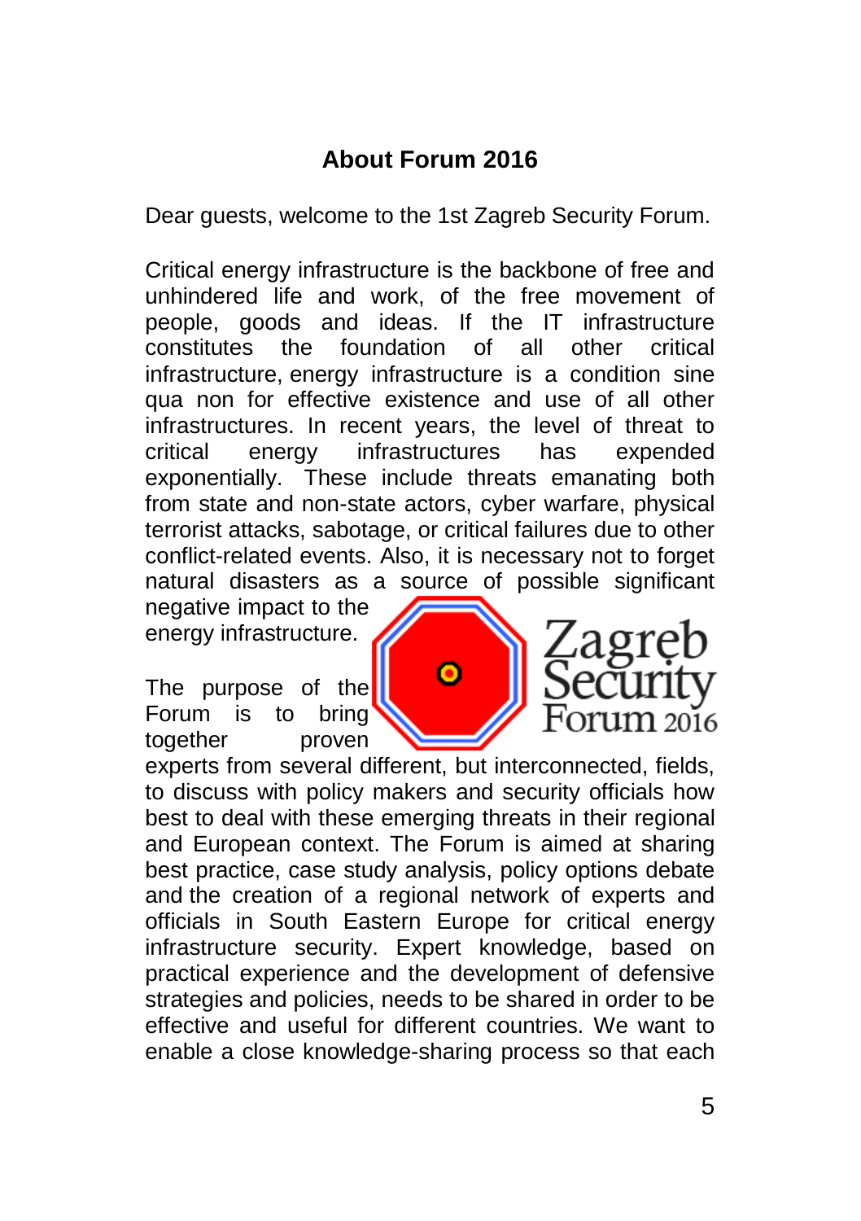## About Forum 2016

Dear guests, welcome to the 1st Zagreb Security Forum.

Critical energy infrastructure is the backbone of free and unhindered life and work, of the free movement of people, goods and ideas. If the IT infrastructure constitutes the foundation of all other critical infrastructure, energy infrastructure is a condition sine qua non for effective existence and use of all other infrastructures. In recent years, the level of threat to critical energy infrastructures has expended exponentially. These include threats emanating both from state and non-state actors, cyber warfare, physical terrorist attacks, sabotage, or critical failures due to other conflict-related events. Also, it is necessary not to forget natural disasters as a source of possible significant negative impact to the energy infrastructure.

The purpose of the Forum is to bring together proven experts from several different, but interconnected, fields, to discuss with policy makers and security officials how best to deal with these emerging threats in their regional and European context. The Forum is aimed at sharing best practice, case study analysis, policy options debate and the creation of a regional network of experts and officials in South Eastern Europe for critical energy infrastructure security. Expert knowledge, based on practical experience and the development of defensive strategies and policies, needs to be shared in order to be effective and useful for different countries. We want to enable a close knowledge-sharing process so that each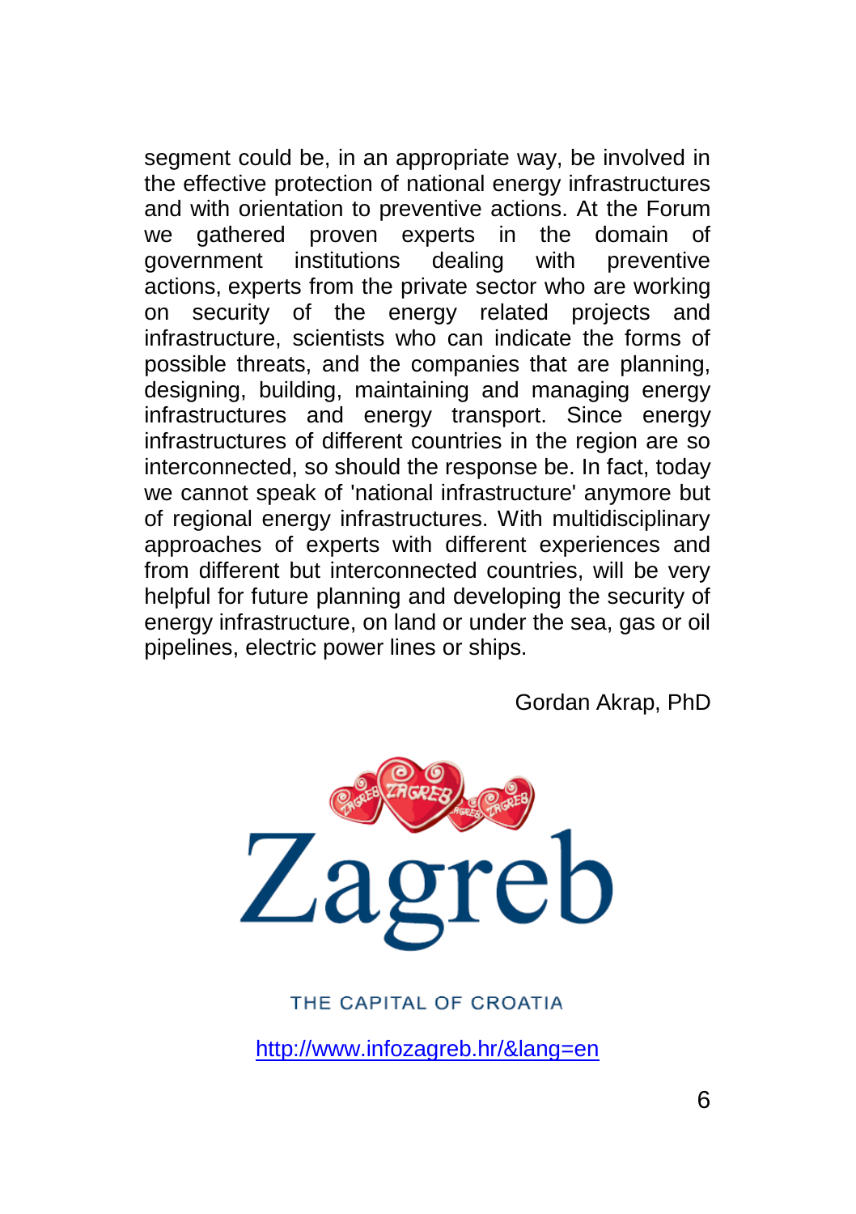segment could be, in an appropriate way, be involved in the effective protection of national energy infrastructures and with orientation to preventive actions. At the Forum we gathered proven experts in the domain of government institutions dealing with preventive actions, experts from the private sector who are working on security of the energy related projects and infrastructure, scientists who can indicate the forms of possible threats, and the companies that are planning, designing, building, maintaining and managing energy infrastructures and energy transport. Since energy infrastructures of different countries in the region are so interconnected, so should the response be. In fact, today we cannot speak of 'national infrastructure' anymore but of regional energy infrastructures. With multidisciplinary approaches of experts with different experiences and from different but interconnected countries, will be very helpful for future planning and developing the security of energy infrastructure, on land or under the sea, gas or oil pipelines, electric power lines or ships.

Gordan Akrap, PhD

Zagreb

THE CAPITAL OF CROATIA

http://www.infozagreb.hr/&lang=en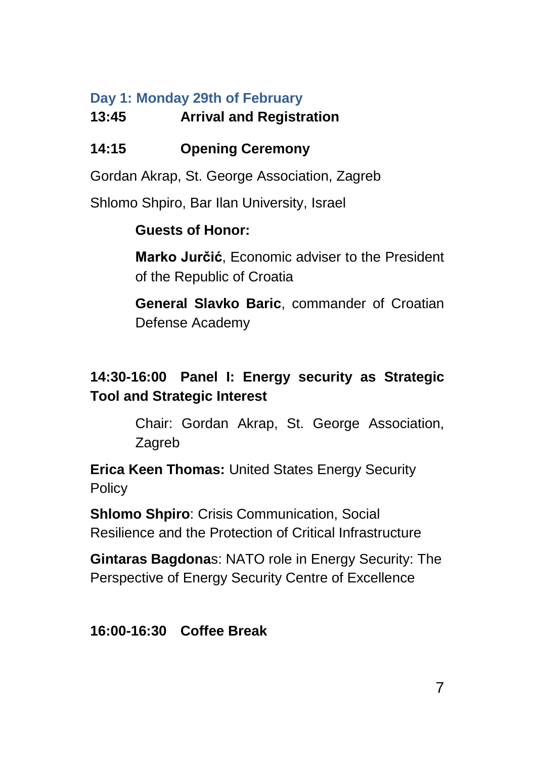## Day 1: Monday 29th of February

**13:45 Arrival and Registration**

**14:15 Opening Ceremony**

Gordan Akrap, St. George Association, Zagreb

Shlomo Shpiro, Bar Ilan University, Israel

**Guests of Honor:**

**Marko Jurčić**, Economic adviser to the President of the Republic of Croatia

**General Slavko Baric**, commander of Croatian Defense Academy

**14:30-16:00 Panel I: Energy security as Strategic Tool and Strategic Interest**

Chair: Gordan Akrap, St. George Association, Zagreb

**Erica Keen Thomas:** United States Energy Security Policy

**Shlomo Shpiro**: Crisis Communication, Social Resilience and the Protection of Critical Infrastructure

**Gintaras Bagdona**s: NATO role in Energy Security: The Perspective of Energy Security Centre of Excellence

**16:00-16:30 Coffee Break**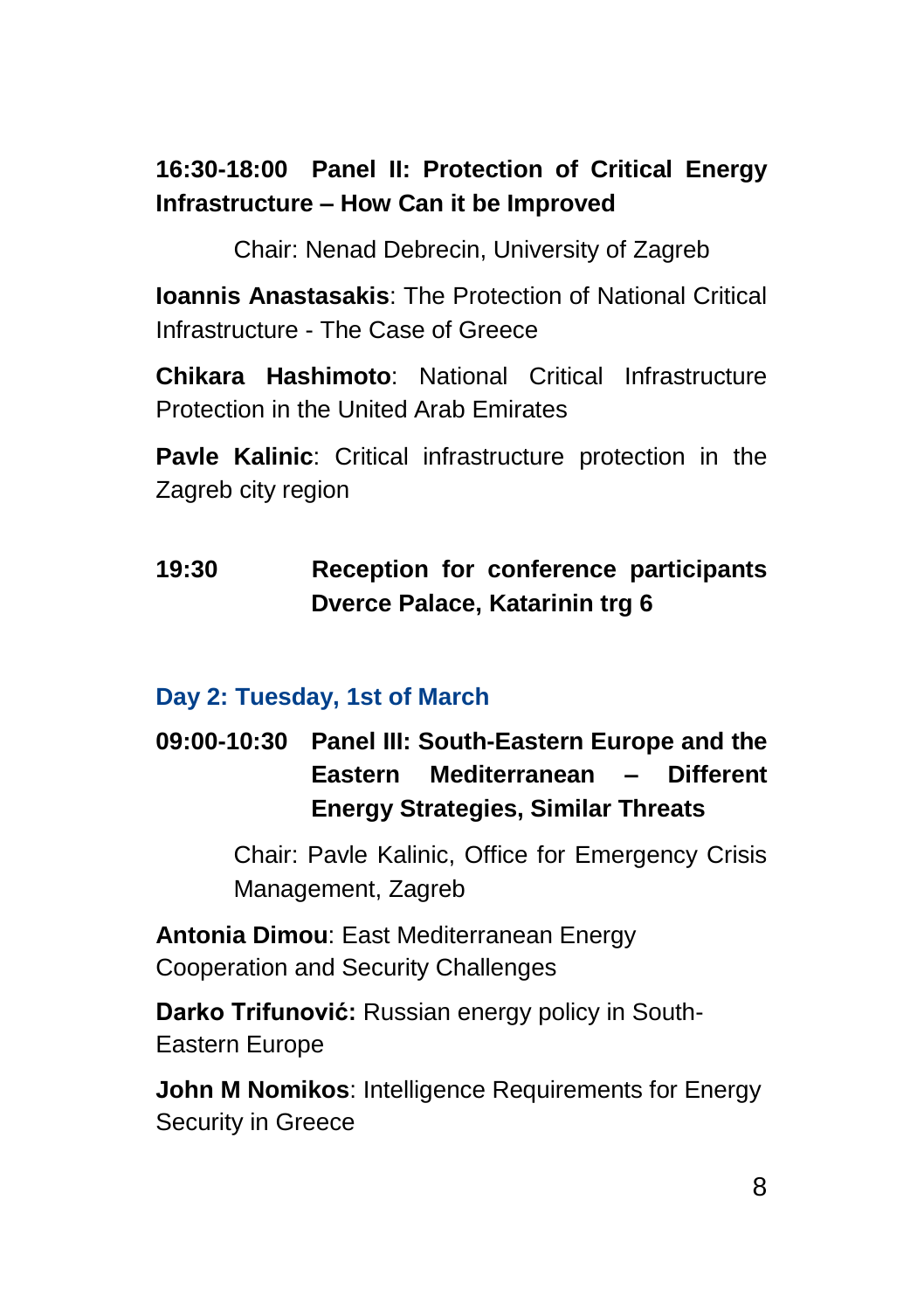**16:30-18:00 Panel II: Protection of Critical Energy Infrastructure – How Can it be Improved**

Chair: Nenad Debrecin, University of Zagreb

**Ioannis Anastasakis**: The Protection of National Critical Infrastructure - The Case of Greece

**Chikara Hashimoto**: National Critical Infrastructure Protection in the United Arab Emirates

**Pavle Kalinic**: Critical infrastructure protection in the Zagreb city region

**19:30 Reception for conference participants Dverce Palace, Katarinin trg 6**

## Day 2: Tuesday, 1st of March

**09:00-10:30 Panel III: South-Eastern Europe and the Eastern Mediterranean – Different Energy Strategies, Similar Threats**

Chair: Pavle Kalinic, Office for Emergency Crisis Management, Zagreb

**Antonia Dimou**: East Mediterranean Energy Cooperation and Security Challenges

**Darko Trifunović:** Russian energy policy in South-Eastern Europe

**John M Nomikos**: Intelligence Requirements for Energy Security in Greece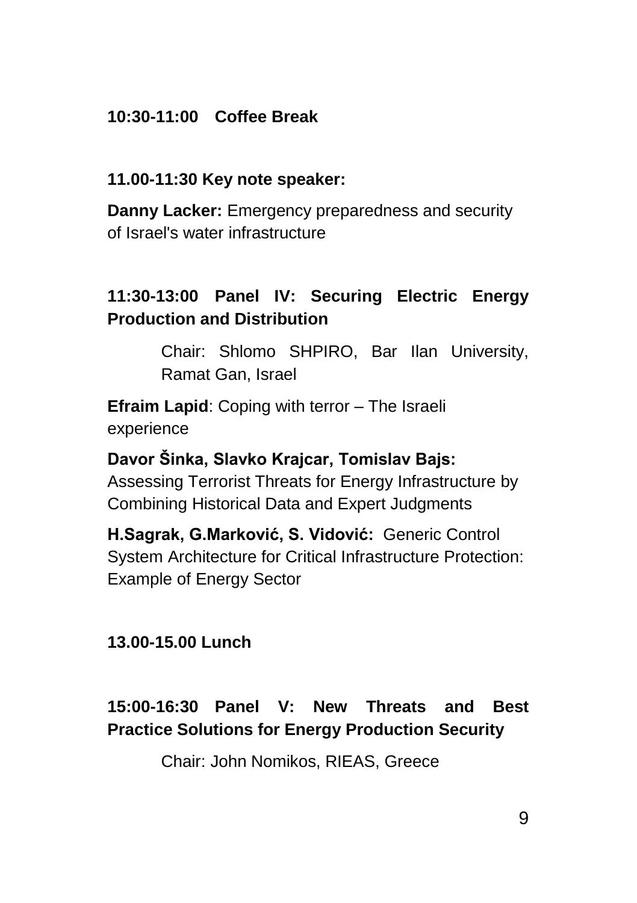**10:30-11:00 Coffee Break**

**11.00-11:30 Key note speaker:**

**Danny Lacker:** Emergency preparedness and security of Israel's water infrastructure

**11:30-13:00 Panel IV: Securing Electric Energy Production and Distribution**

Chair: Shlomo SHPIRO, Bar Ilan University, Ramat Gan, Israel

**Efraim Lapid**: Coping with terror – The Israeli experience

**Davor Šinka, Slavko Krajcar, Tomislav Bajs:** Assessing Terrorist Threats for Energy Infrastructure by Combining Historical Data and Expert Judgments

**H.Sagrak, G.Marković, S. Vidović:** Generic Control System Architecture for Critical Infrastructure Protection: Example of Energy Sector

**13.00-15.00 Lunch**

**15:00-16:30 Panel V: New Threats and Best Practice Solutions for Energy Production Security**

Chair: John Nomikos, RIEAS, Greece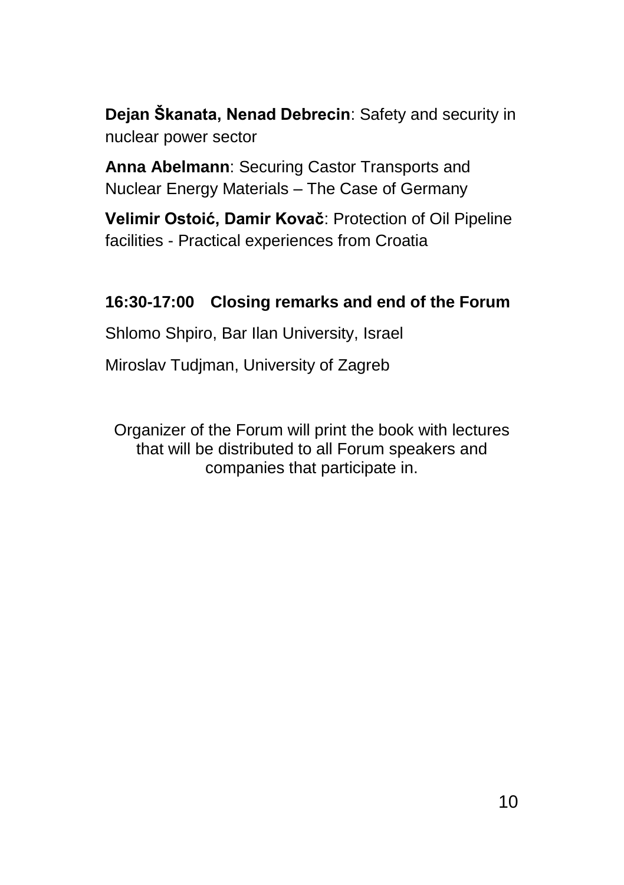**Dejan Škanata, Nenad Debrecin**: Safety and security in nuclear power sector

**Anna Abelmann**: Securing Castor Transports and Nuclear Energy Materials – The Case of Germany

**Velimir Ostoić, Damir Kovač**: Protection of Oil Pipeline facilities - Practical experiences from Croatia

**16:30-17:00 Closing remarks and end of the Forum**

Shlomo Shpiro, Bar Ilan University, Israel

Miroslav Tudjman, University of Zagreb

Organizer of the Forum will print the book with lectures that will be distributed to all Forum speakers and companies that participate in.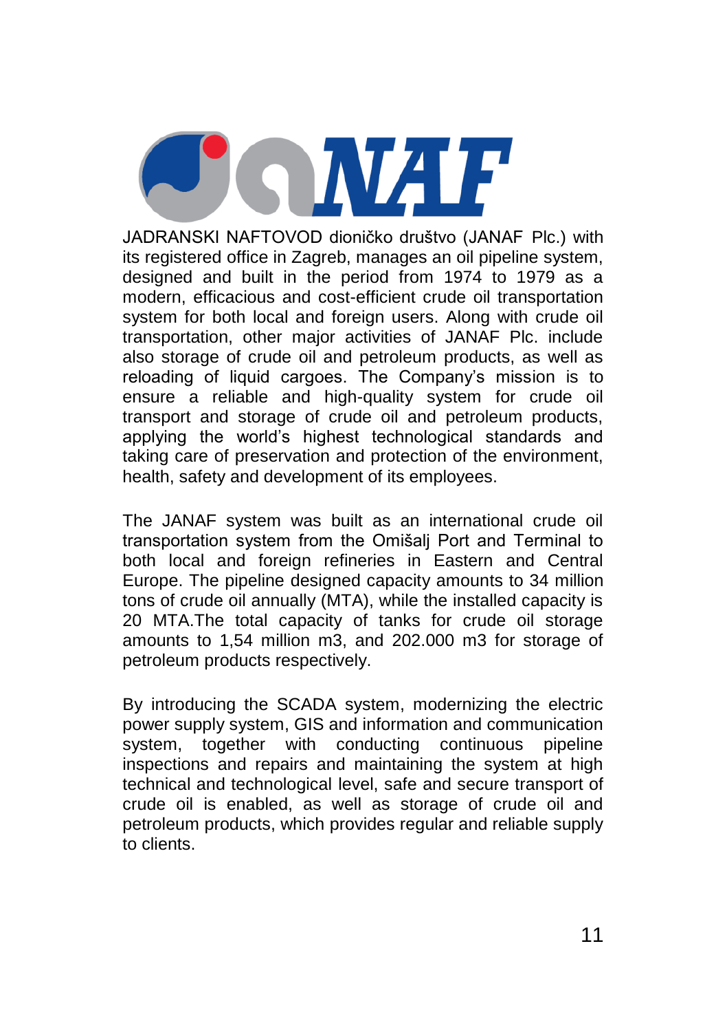JADRANSKI NAFTOVOD dioničko društvo (JANAF Plc.) with its registered office in Zagreb, manages an oil pipeline system, designed and built in the period from 1974 to 1979 as a modern, efficacious and cost-efficient crude oil transportation system for both local and foreign users. Along with crude oil transportation, other major activities of JANAF Plc. include also storage of crude oil and petroleum products, as well as reloading of liquid cargoes. The Company's mission is to ensure a reliable and high-quality system for crude oil transport and storage of crude oil and petroleum products, applying the world's highest technological standards and taking care of preservation and protection of the environment, health, safety and development of its employees.

The JANAF system was built as an international crude oil transportation system from the Omišalj Port and Terminal to both local and foreign refineries in Eastern and Central Europe. The pipeline designed capacity amounts to 34 million tons of crude oil annually (MTA), while the installed capacity is 20 MTA.The total capacity of tanks for crude oil storage amounts to 1,54 million m3, and 202.000 m3 for storage of petroleum products respectively.

By introducing the SCADA system, modernizing the electric power supply system, GIS and information and communication system, together with conducting continuous pipeline inspections and repairs and maintaining the system at high technical and technological level, safe and secure transport of crude oil is enabled, as well as storage of crude oil and petroleum products, which provides regular and reliable supply to clients.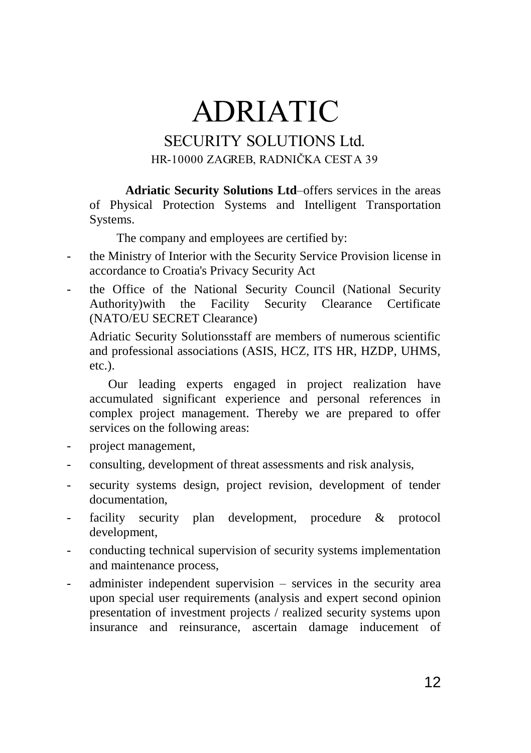# ADRIATIC

## SECURITY SOLUTIONS Ltd.

HR-10000 ZAGREB, RADNIČKA CESTA 39

**Adriatic Security Solutions Ltd**–offers services in the areas of Physical Protection Systems and Intelligent Transportation Systems.

The company and employees are certified by:

- the Ministry of Interior with the Security Service Provision license in accordance to Croatia's Privacy Security Act
- the Office of the National Security Council (National Security Authority)with the Facility Security Clearance Certificate (NATO/EU SECRET Clearance)

Adriatic Security Solutionsstaff are members of numerous scientific and professional associations (ASIS, HCZ, ITS HR, HZDP, UHMS, etc.).

Our leading experts engaged in project realization have accumulated significant experience and personal references in complex project management. Thereby we are prepared to offer services on the following areas:

- project management,
- consulting, development of threat assessments and risk analysis,
- security systems design, project revision, development of tender documentation,
- facility security plan development, procedure & protocol development,
- conducting technical supervision of security systems implementation and maintenance process,
- administer independent supervision – services in the security area upon special user requirements (analysis and expert second opinion presentation of investment projects / realized security systems upon insurance and reinsurance, ascertain damage inducement of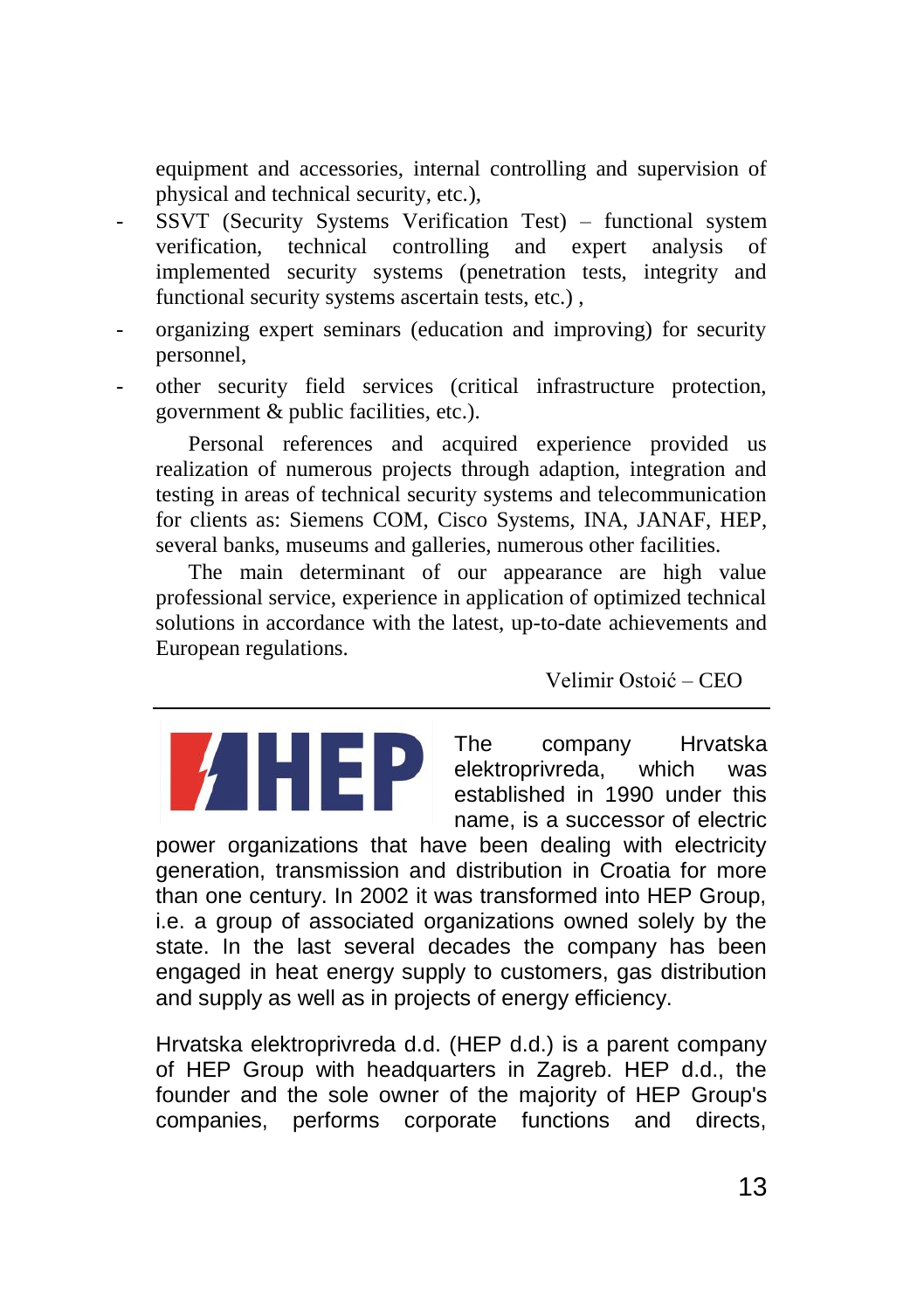equipment and accessories, internal controlling and supervision of physical and technical security, etc.),

- SSVT (Security Systems Verification Test) – functional system verification, technical controlling and expert analysis of implemented security systems (penetration tests, integrity and functional security systems ascertain tests, etc.) ,
- organizing expert seminars (education and improving) for security personnel,
- other security field services (critical infrastructure protection, government & public facilities, etc.).

Personal references and acquired experience provided us realization of numerous projects through adaption, integration and testing in areas of technical security systems and telecommunication for clients as: Siemens COM, Cisco Systems, INA, JANAF, HEP, several banks, museums and galleries, numerous other facilities.

The main determinant of our appearance are high value professional service, experience in application of optimized technical solutions in accordance with the latest, up-to-date achievements and European regulations.

Velimir Ostoić – CEO

---

HEP

The company Hrvatska elektroprivreda, which was established in 1990 under this name, is a successor of electric power organizations that have been dealing with electricity generation, transmission and distribution in Croatia for more than one century. In 2002 it was transformed into HEP Group, i.e. a group of associated organizations owned solely by the state. In the last several decades the company has been engaged in heat energy supply to customers, gas distribution and supply as well as in projects of energy efficiency.

Hrvatska elektroprivreda d.d. (HEP d.d.) is a parent company of HEP Group with headquarters in Zagreb. HEP d.d., the founder and the sole owner of the majority of HEP Group's companies, performs corporate functions and directs,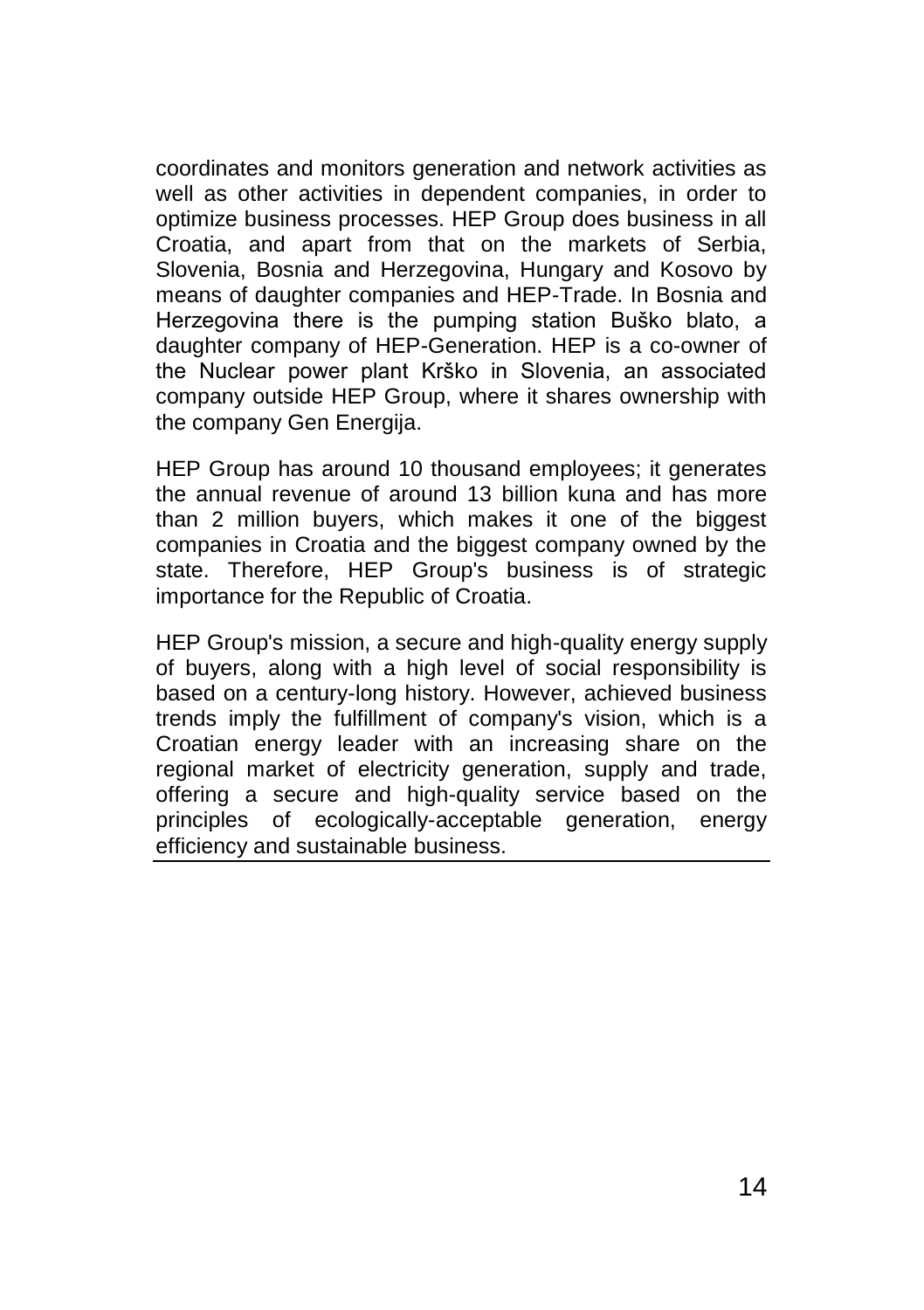coordinates and monitors generation and network activities as well as other activities in dependent companies, in order to optimize business processes. HEP Group does business in all Croatia, and apart from that on the markets of Serbia, Slovenia, Bosnia and Herzegovina, Hungary and Kosovo by means of daughter companies and HEP-Trade. In Bosnia and Herzegovina there is the pumping station Buško blato, a daughter company of HEP-Generation. HEP is a co-owner of the Nuclear power plant Krško in Slovenia, an associated company outside HEP Group, where it shares ownership with the company Gen Energija.

HEP Group has around 10 thousand employees; it generates the annual revenue of around 13 billion kuna and has more than 2 million buyers, which makes it one of the biggest companies in Croatia and the biggest company owned by the state. Therefore, HEP Group's business is of strategic importance for the Republic of Croatia.

HEP Group's mission, a secure and high-quality energy supply of buyers, along with a high level of social responsibility is based on a century-long history. However, achieved business trends imply the fulfillment of company's vision, which is a Croatian energy leader with an increasing share on the regional market of electricity generation, supply and trade, offering a secure and high-quality service based on the principles of ecologically-acceptable generation, energy efficiency and sustainable business.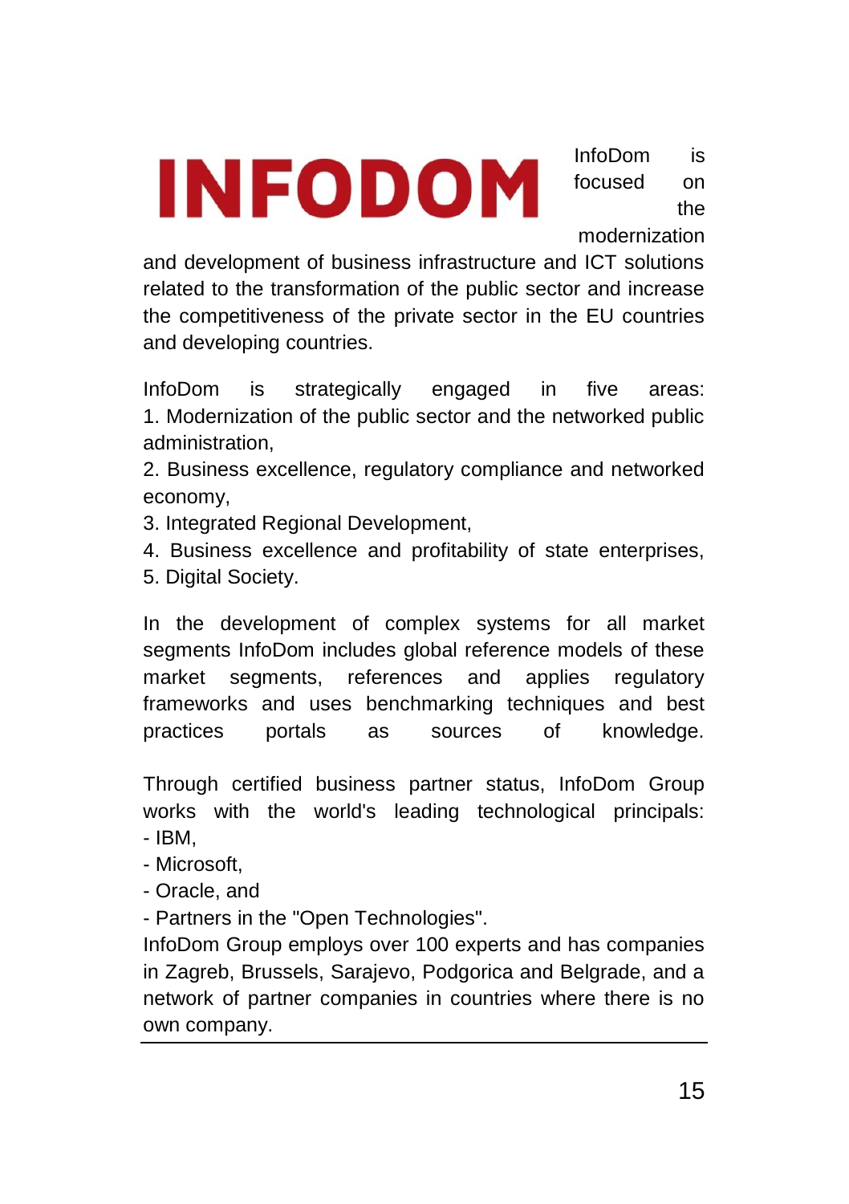# INFODOM

InfoDom is focused on the modernization and development of business infrastructure and ICT solutions related to the transformation of the public sector and increase the competitiveness of the private sector in the EU countries and developing countries.

InfoDom is strategically engaged in five areas:
1. Modernization of the public sector and the networked public administration,
2. Business excellence, regulatory compliance and networked economy,
3. Integrated Regional Development,
4. Business excellence and profitability of state enterprises,
5. Digital Society.

In the development of complex systems for all market segments InfoDom includes global reference models of these market segments, references and applies regulatory frameworks and uses benchmarking techniques and best practices portals as sources of knowledge.

Through certified business partner status, InfoDom Group works with the world's leading technological principals:
- IBM,
- Microsoft,
- Oracle, and
- Partners in the "Open Technologies".

InfoDom Group employs over 100 experts and has companies in Zagreb, Brussels, Sarajevo, Podgorica and Belgrade, and a network of partner companies in countries where there is no own company.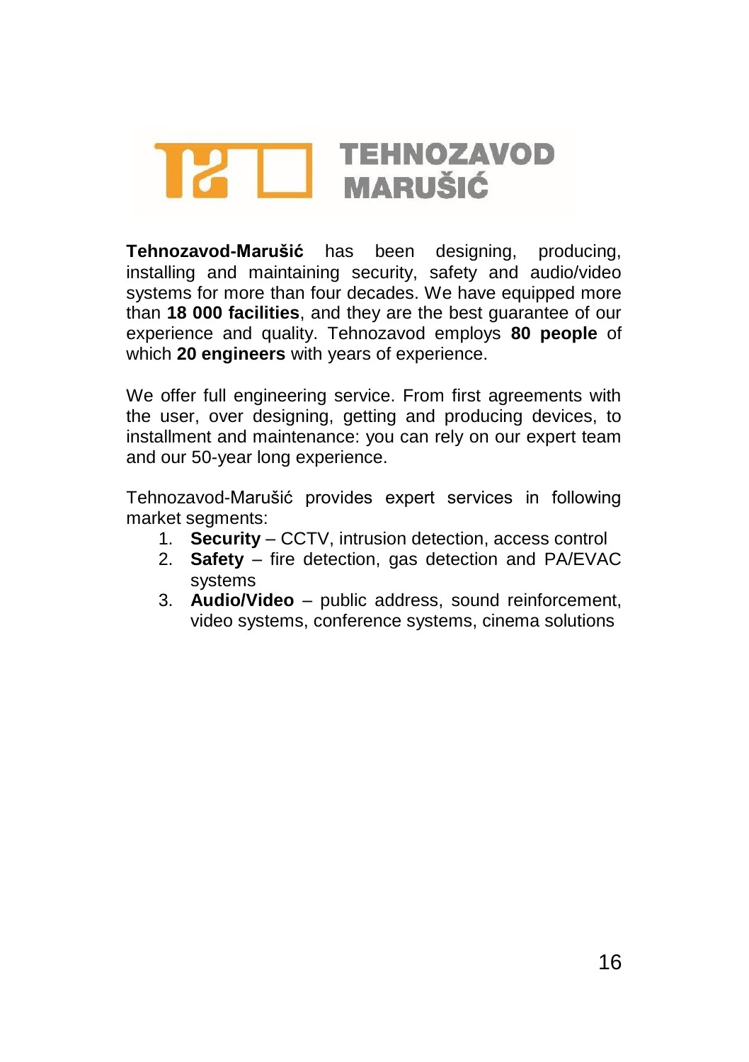# TEHNOZAVOD MARUŠIĆ

**Tehnozavod-Marušić** has been designing, producing, installing and maintaining security, safety and audio/video systems for more than four decades. We have equipped more than **18 000 facilities**, and they are the best guarantee of our experience and quality. Tehnozavod employs **80 people** of which **20 engineers** with years of experience.

We offer full engineering service. From first agreements with the user, over designing, getting and producing devices, to installment and maintenance: you can rely on our expert team and our 50-year long experience.

Tehnozavod-Marušić provides expert services in following market segments:

1. **Security** – CCTV, intrusion detection, access control
2. **Safety** – fire detection, gas detection and PA/EVAC systems
3. **Audio/Video** – public address, sound reinforcement, video systems, conference systems, cinema solutions